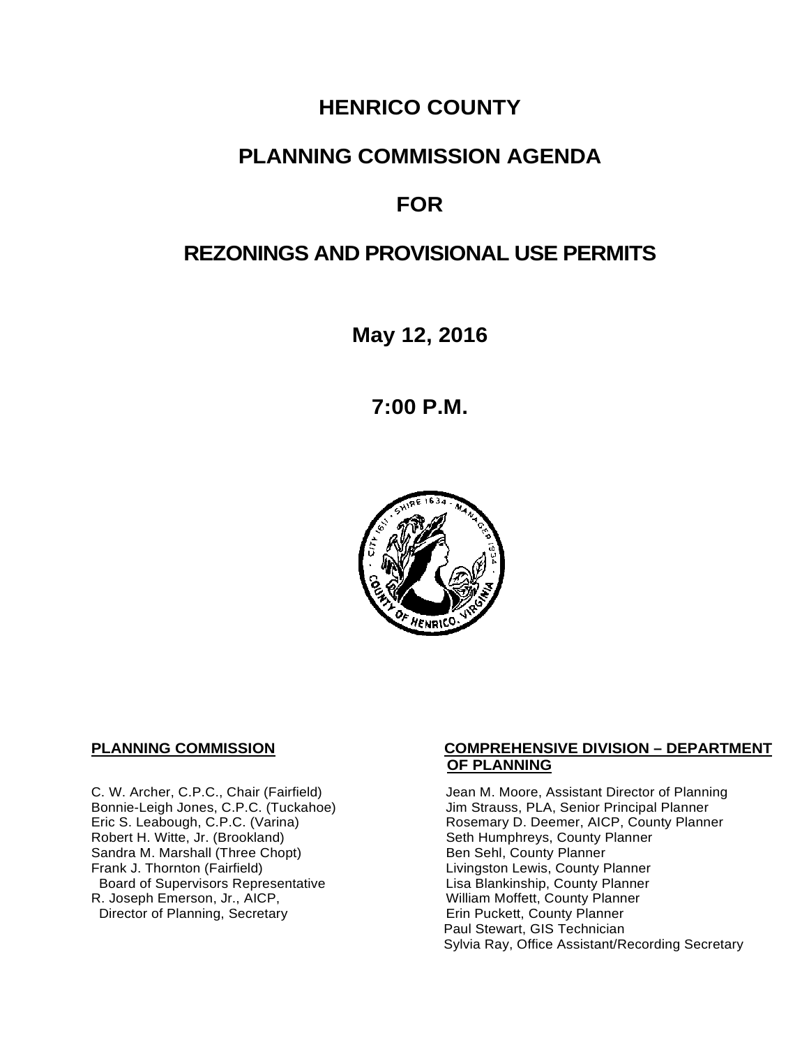# HENRICO COUNTY

# PLANNING COMMISSION AGENDA

# FOR

# REZONINGS AND PROVISIONAL USE PERMITS

**May 12, 2016**

**7:00 P.M.**

**PLANNING COMMISSION**

C. W. Archer, C.P.C., Chair (Fairfield)
Bonnie-Leigh Jones, C.P.C. (Tuckahoe)
Eric S. Leabough, C.P.C. (Varina)
Robert H. Witte, Jr. (Brookland)
Sandra M. Marshall (Three Chopt)
Frank J. Thornton (Fairfield)
Board of Supervisors Representative
R. Joseph Emerson, Jr., AICP,
Director of Planning, Secretary

**COMPREHENSIVE DIVISION – DEPARTMENT OF PLANNING**

Jean M. Moore, Assistant Director of Planning
Jim Strauss, PLA, Senior Principal Planner
Rosemary D. Deemer, AICP, County Planner
Seth Humphreys, County Planner
Ben Sehl, County Planner
Livingston Lewis, County Planner
Lisa Blankinship, County Planner
William Moffett, County Planner
Erin Puckett, County Planner
Paul Stewart, GIS Technician
Sylvia Ray, Office Assistant/Recording Secretary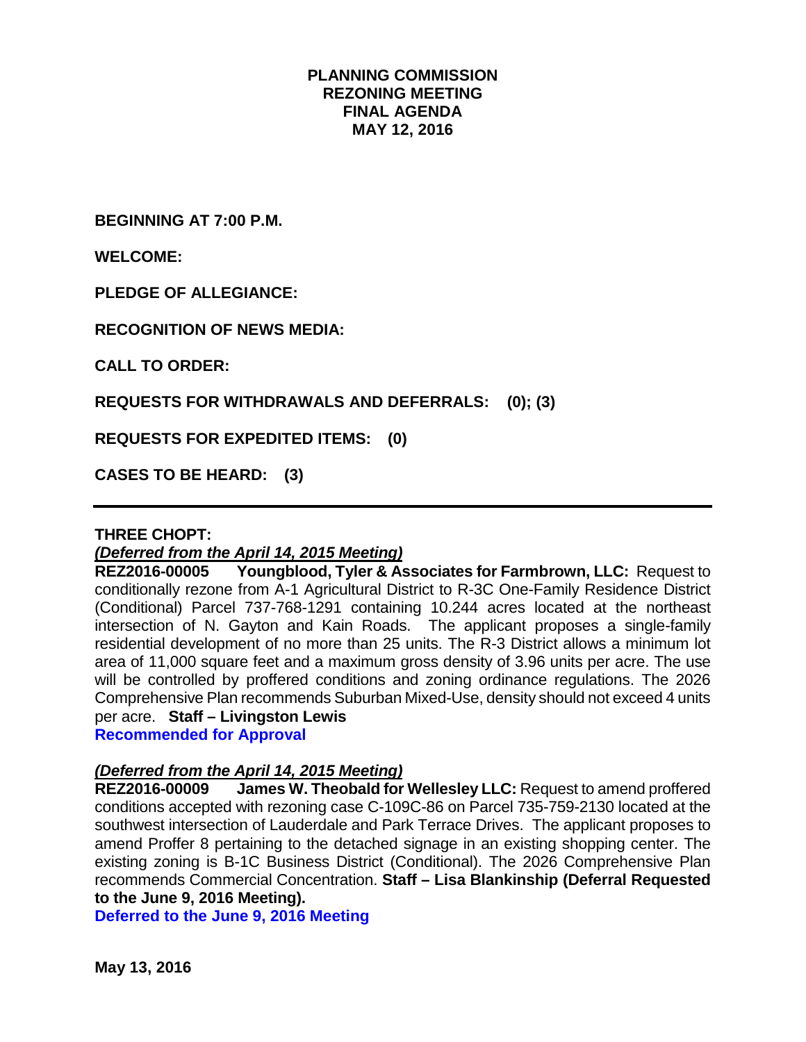# PLANNING COMMISSION
# REZONING MEETING
# FINAL AGENDA
# MAY 12, 2016

**BEGINNING AT 7:00 P.M.**

**WELCOME:**

**PLEDGE OF ALLEGIANCE:**

**RECOGNITION OF NEWS MEDIA:**

**CALL TO ORDER:**

**REQUESTS FOR WITHDRAWALS AND DEFERRALS: (0); (3)**

**REQUESTS FOR EXPEDITED ITEMS: (0)**

**CASES TO BE HEARD: (3)**

---

**THREE CHOPT:**

***(Deferred from the April 14, 2015 Meeting)***

**REZ2016-00005 Youngblood, Tyler & Associates for Farmbrown, LLC:** Request to conditionally rezone from A-1 Agricultural District to R-3C One-Family Residence District (Conditional) Parcel 737-768-1291 containing 10.244 acres located at the northeast intersection of N. Gayton and Kain Roads. The applicant proposes a single-family residential development of no more than 25 units. The R-3 District allows a minimum lot area of 11,000 square feet and a maximum gross density of 3.96 units per acre. The use will be controlled by proffered conditions and zoning ordinance regulations. The 2026 Comprehensive Plan recommends Suburban Mixed-Use, density should not exceed 4 units per acre. **Staff – Livingston Lewis**

**Recommended for Approval**

***(Deferred from the April 14, 2015 Meeting)***

**REZ2016-00009 James W. Theobald for Wellesley LLC:** Request to amend proffered conditions accepted with rezoning case C-109C-86 on Parcel 735-759-2130 located at the southwest intersection of Lauderdale and Park Terrace Drives. The applicant proposes to amend Proffer 8 pertaining to the detached signage in an existing shopping center. The existing zoning is B-1C Business District (Conditional). The 2026 Comprehensive Plan recommends Commercial Concentration. **Staff – Lisa Blankinship (Deferral Requested to the June 9, 2016 Meeting).**

**Deferred to the June 9, 2016 Meeting**

**May 13, 2016**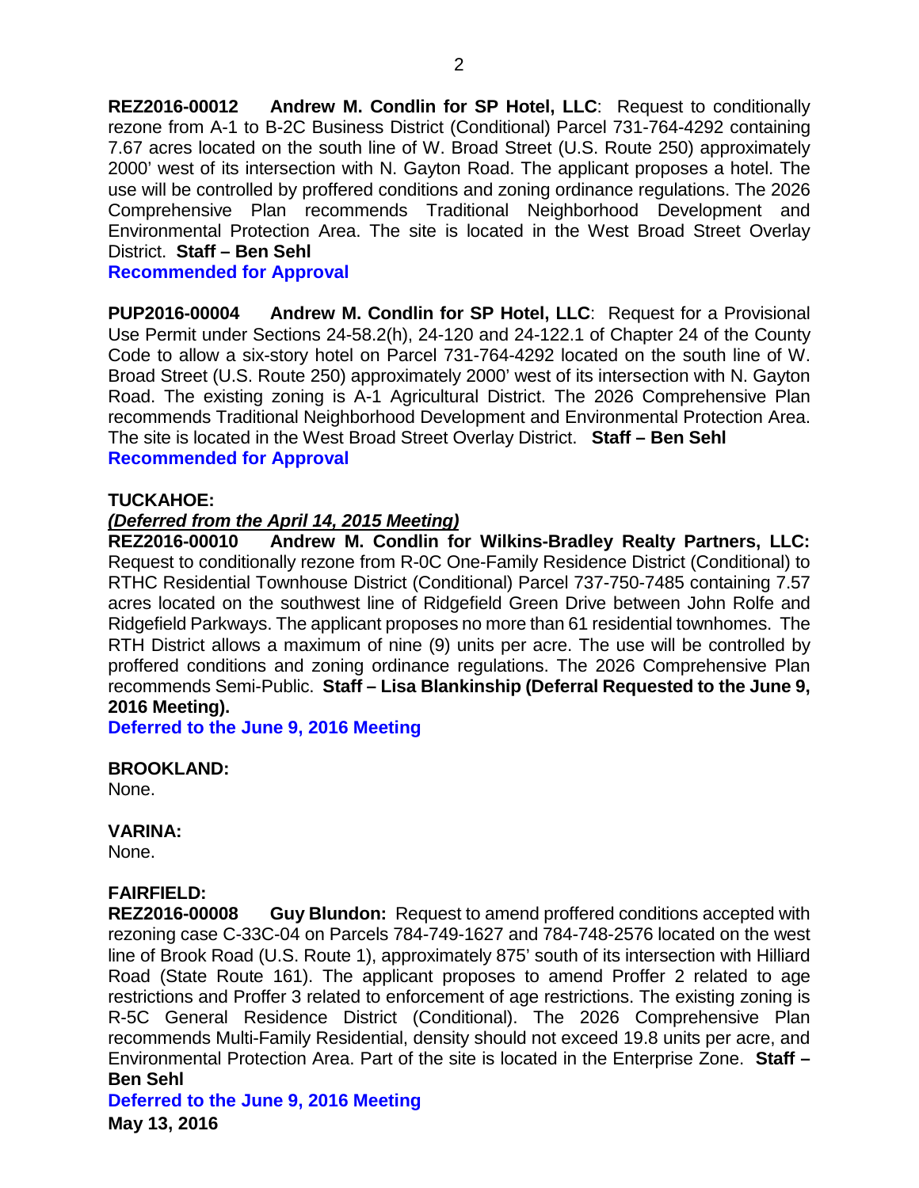**REZ2016-00012 Andrew M. Condlin for SP Hotel, LLC**: Request to conditionally rezone from A-1 to B-2C Business District (Conditional) Parcel 731-764-4292 containing 7.67 acres located on the south line of W. Broad Street (U.S. Route 250) approximately 2000' west of its intersection with N. Gayton Road. The applicant proposes a hotel. The use will be controlled by proffered conditions and zoning ordinance regulations. The 2026 Comprehensive Plan recommends Traditional Neighborhood Development and Environmental Protection Area. The site is located in the West Broad Street Overlay District. **Staff – Ben Sehl**

**Recommended for Approval**

**PUP2016-00004 Andrew M. Condlin for SP Hotel, LLC**: Request for a Provisional Use Permit under Sections 24-58.2(h), 24-120 and 24-122.1 of Chapter 24 of the County Code to allow a six-story hotel on Parcel 731-764-4292 located on the south line of W. Broad Street (U.S. Route 250) approximately 2000' west of its intersection with N. Gayton Road. The existing zoning is A-1 Agricultural District. The 2026 Comprehensive Plan recommends Traditional Neighborhood Development and Environmental Protection Area. The site is located in the West Broad Street Overlay District. **Staff – Ben Sehl**

**Recommended for Approval**

**TUCKAHOE:**

***(Deferred from the April 14, 2015 Meeting)***

**REZ2016-00010 Andrew M. Condlin for Wilkins-Bradley Realty Partners, LLC:** Request to conditionally rezone from R-0C One-Family Residence District (Conditional) to RTHC Residential Townhouse District (Conditional) Parcel 737-750-7485 containing 7.57 acres located on the southwest line of Ridgefield Green Drive between John Rolfe and Ridgefield Parkways. The applicant proposes no more than 61 residential townhomes. The RTH District allows a maximum of nine (9) units per acre. The use will be controlled by proffered conditions and zoning ordinance regulations. The 2026 Comprehensive Plan recommends Semi-Public. **Staff – Lisa Blankinship (Deferral Requested to the June 9, 2016 Meeting).**

**Deferred to the June 9, 2016 Meeting**

**BROOKLAND:**

None.

**VARINA:**

None.

**FAIRFIELD:**

**REZ2016-00008 Guy Blundon:** Request to amend proffered conditions accepted with rezoning case C-33C-04 on Parcels 784-749-1627 and 784-748-2576 located on the west line of Brook Road (U.S. Route 1), approximately 875' south of its intersection with Hilliard Road (State Route 161). The applicant proposes to amend Proffer 2 related to age restrictions and Proffer 3 related to enforcement of age restrictions. The existing zoning is R-5C General Residence District (Conditional). The 2026 Comprehensive Plan recommends Multi-Family Residential, density should not exceed 19.8 units per acre, and Environmental Protection Area. Part of the site is located in the Enterprise Zone. **Staff – Ben Sehl**

**Deferred to the June 9, 2016 Meeting**

**May 13, 2016**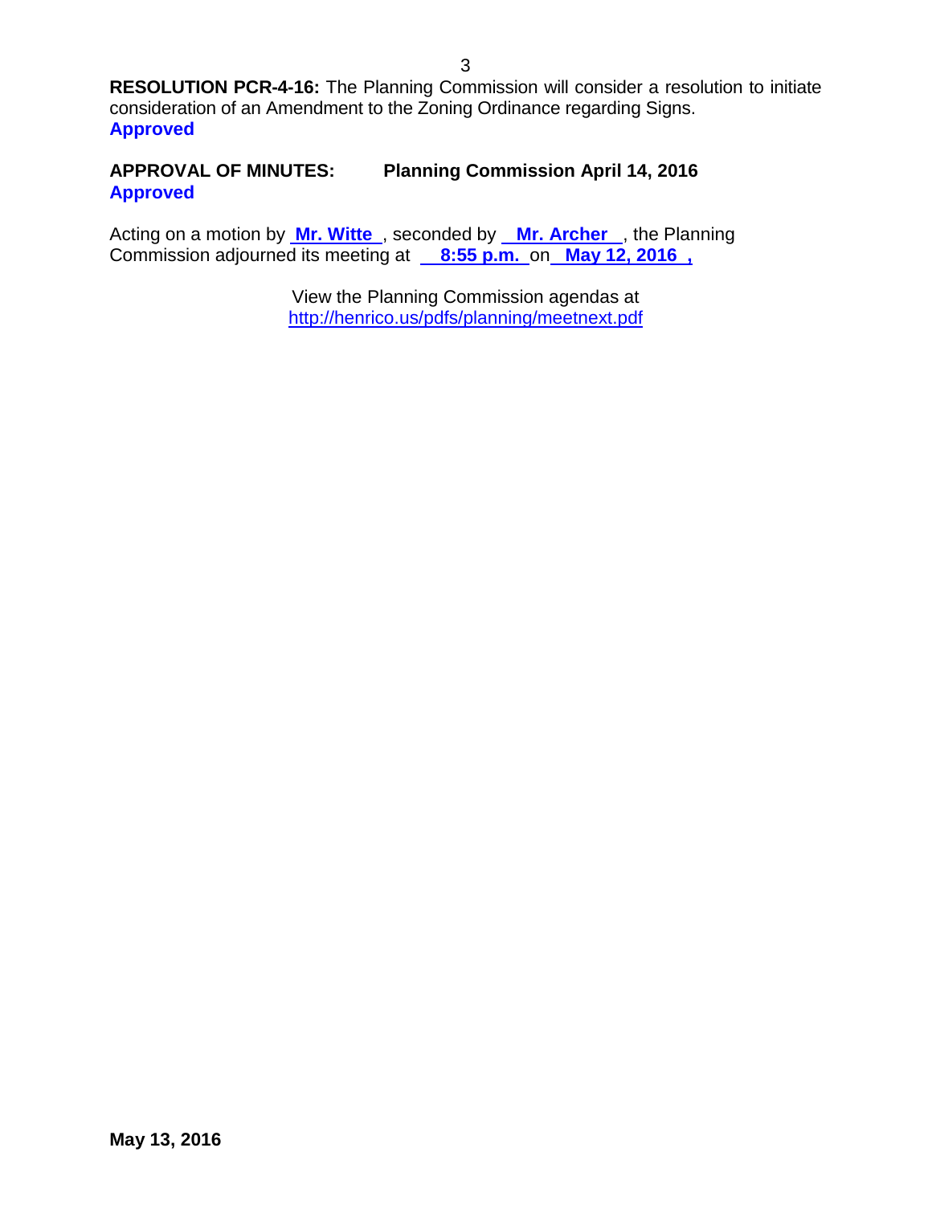**RESOLUTION PCR-4-16:** The Planning Commission will consider a resolution to initiate consideration of an Amendment to the Zoning Ordinance regarding Signs.
**Approved**

**APPROVAL OF MINUTES: Planning Commission April 14, 2016**
**Approved**

Acting on a motion by **Mr. Witte**, seconded by **Mr. Archer**, the Planning Commission adjourned its meeting at **8:55 p.m.** on **May 12, 2016 ,**

View the Planning Commission agendas at
http://henrico.us/pdfs/planning/meetnext.pdf

**May 13, 2016**